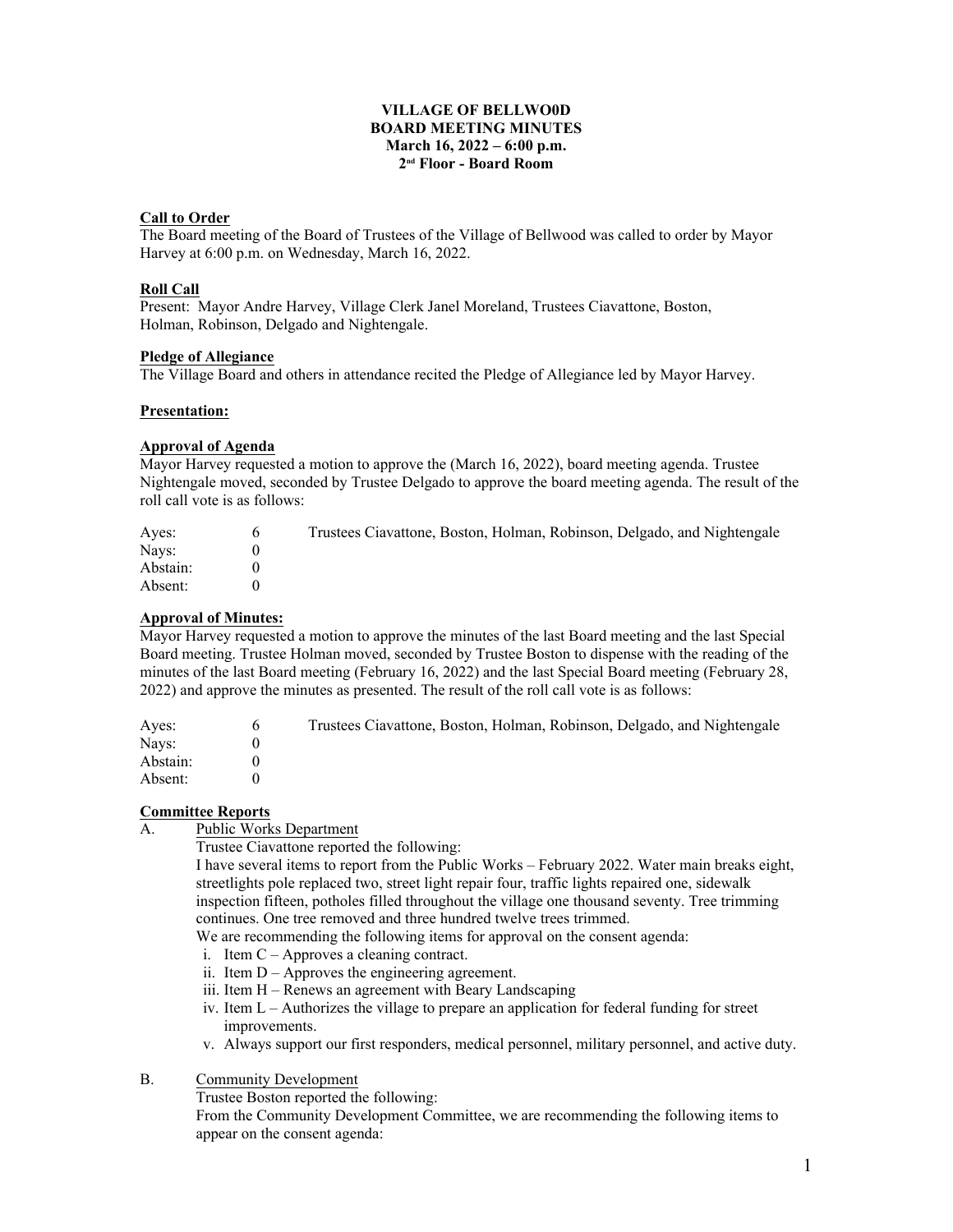**VILLAGE OF BELLWO0D**
**BOARD MEETING MINUTES**
**March 16, 2022 – 6:00 p.m.**
**2nd Floor - Board Room**

**Call to Order**
The Board meeting of the Board of Trustees of the Village of Bellwood was called to order by Mayor Harvey at 6:00 p.m. on Wednesday, March 16, 2022.

**Roll Call**
Present: Mayor Andre Harvey, Village Clerk Janel Moreland, Trustees Ciavattone, Boston, Holman, Robinson, Delgado and Nightengale.

**Pledge of Allegiance**
The Village Board and others in attendance recited the Pledge of Allegiance led by Mayor Harvey.

**Presentation:**

**Approval of Agenda**
Mayor Harvey requested a motion to approve the (March 16, 2022), board meeting agenda. Trustee Nightengale moved, seconded by Trustee Delgado to approve the board meeting agenda. The result of the roll call vote is as follows:

| | | |
|---|---|---|
| Ayes: | 6 | Trustees Ciavattone, Boston, Holman, Robinson, Delgado, and Nightengale |
| Nays: | 0 | |
| Abstain: | 0 | |
| Absent: | 0 | |

**Approval of Minutes:**
Mayor Harvey requested a motion to approve the minutes of the last Board meeting and the last Special Board meeting. Trustee Holman moved, seconded by Trustee Boston to dispense with the reading of the minutes of the last Board meeting (February 16, 2022) and the last Special Board meeting (February 28, 2022) and approve the minutes as presented. The result of the roll call vote is as follows:

| | | |
|---|---|---|
| Ayes: | 6 | Trustees Ciavattone, Boston, Holman, Robinson, Delgado, and Nightengale |
| Nays: | 0 | |
| Abstain: | 0 | |
| Absent: | 0 | |

**Committee Reports**

A. Public Works Department

Trustee Ciavattone reported the following:
I have several items to report from the Public Works – February 2022. Water main breaks eight, streetlights pole replaced two, street light repair four, traffic lights repaired one, sidewalk inspection fifteen, potholes filled throughout the village one thousand seventy. Tree trimming continues. One tree removed and three hundred twelve trees trimmed.
We are recommending the following items for approval on the consent agenda:

i. Item C – Approves a cleaning contract.
ii. Item D – Approves the engineering agreement.
iii. Item H – Renews an agreement with Beary Landscaping
iv. Item L – Authorizes the village to prepare an application for federal funding for street improvements.
v. Always support our first responders, medical personnel, military personnel, and active duty.

B. Community Development

Trustee Boston reported the following:
From the Community Development Committee, we are recommending the following items to appear on the consent agenda: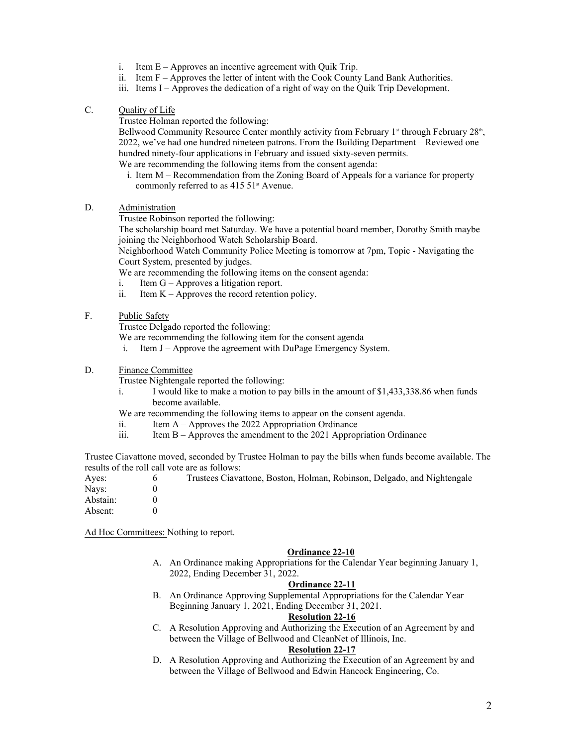i. Item E – Approves an incentive agreement with Quik Trip.
ii. Item F – Approves the letter of intent with the Cook County Land Bank Authorities.
iii. Items I – Approves the dedication of a right of way on the Quik Trip Development.

C. Quality of Life

Trustee Holman reported the following:

Bellwood Community Resource Center monthly activity from February 1st through February 28th, 2022, we've had one hundred nineteen patrons. From the Building Department – Reviewed one hundred ninety-four applications in February and issued sixty-seven permits.

We are recommending the following items from the consent agenda:

i. Item M – Recommendation from the Zoning Board of Appeals for a variance for property commonly referred to as 415 51st Avenue.

D. Administration

Trustee Robinson reported the following:

The scholarship board met Saturday. We have a potential board member, Dorothy Smith maybe joining the Neighborhood Watch Scholarship Board.

Neighborhood Watch Community Police Meeting is tomorrow at 7pm, Topic - Navigating the Court System, presented by judges.

We are recommending the following items on the consent agenda:

i. Item G – Approves a litigation report.
ii. Item K – Approves the record retention policy.

F. Public Safety

Trustee Delgado reported the following:

We are recommending the following item for the consent agenda

i. Item J – Approve the agreement with DuPage Emergency System.

D. Finance Committee

Trustee Nightengale reported the following:

i. I would like to make a motion to pay bills in the amount of $1,433,338.86 when funds become available.

We are recommending the following items to appear on the consent agenda.

ii. Item A – Approves the 2022 Appropriation Ordinance
iii. Item B – Approves the amendment to the 2021 Appropriation Ordinance

Trustee Ciavattone moved, seconded by Trustee Holman to pay the bills when funds become available. The results of the roll call vote are as follows:

| | | |
|---|---|---|
| Ayes: | 6 | Trustees Ciavattone, Boston, Holman, Robinson, Delgado, and Nightengale |
| Nays: | 0 | |
| Abstain: | 0 | |
| Absent: | 0 | |

Ad Hoc Committees: Nothing to report.

**Ordinance 22-10**

A. An Ordinance making Appropriations for the Calendar Year beginning January 1, 2022, Ending December 31, 2022.

**Ordinance 22-11**

B. An Ordinance Approving Supplemental Appropriations for the Calendar Year Beginning January 1, 2021, Ending December 31, 2021.

**Resolution 22-16**

C. A Resolution Approving and Authorizing the Execution of an Agreement by and between the Village of Bellwood and CleanNet of Illinois, Inc.

**Resolution 22-17**

D. A Resolution Approving and Authorizing the Execution of an Agreement by and between the Village of Bellwood and Edwin Hancock Engineering, Co.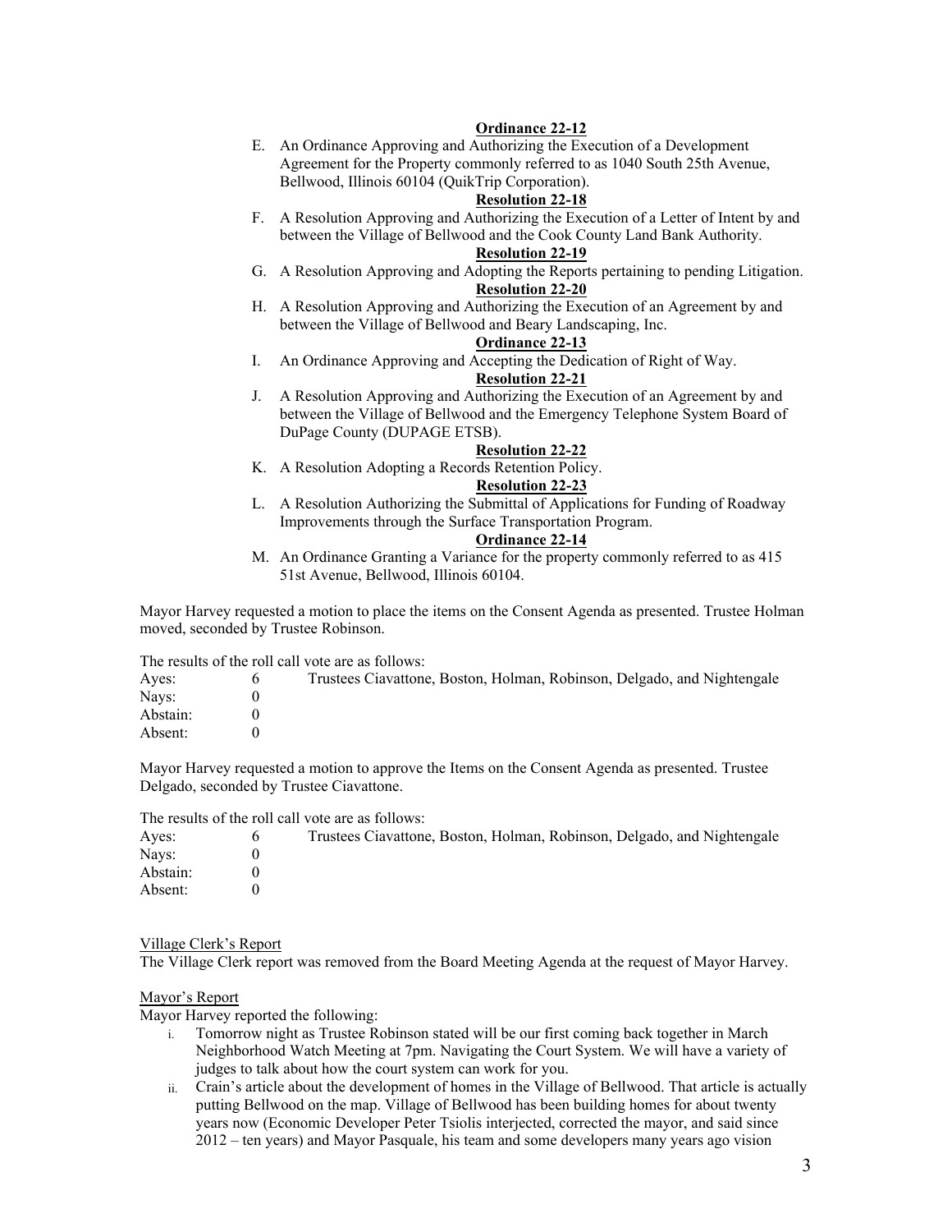**Ordinance 22-12**

E. An Ordinance Approving and Authorizing the Execution of a Development Agreement for the Property commonly referred to as 1040 South 25th Avenue, Bellwood, Illinois 60104 (QuikTrip Corporation).

**Resolution 22-18**

F. A Resolution Approving and Authorizing the Execution of a Letter of Intent by and between the Village of Bellwood and the Cook County Land Bank Authority.

**Resolution 22-19**

G. A Resolution Approving and Adopting the Reports pertaining to pending Litigation.

**Resolution 22-20**

H. A Resolution Approving and Authorizing the Execution of an Agreement by and between the Village of Bellwood and Beary Landscaping, Inc.

**Ordinance 22-13**

I. An Ordinance Approving and Accepting the Dedication of Right of Way.

**Resolution 22-21**

J. A Resolution Approving and Authorizing the Execution of an Agreement by and between the Village of Bellwood and the Emergency Telephone System Board of DuPage County (DUPAGE ETSB).

**Resolution 22-22**

K. A Resolution Adopting a Records Retention Policy.

**Resolution 22-23**

L. A Resolution Authorizing the Submittal of Applications for Funding of Roadway Improvements through the Surface Transportation Program.

**Ordinance 22-14**

M. An Ordinance Granting a Variance for the property commonly referred to as 415 51st Avenue, Bellwood, Illinois 60104.

Mayor Harvey requested a motion to place the items on the Consent Agenda as presented. Trustee Holman moved, seconded by Trustee Robinson.

The results of the roll call vote are as follows:

| | | |
|---|---|---|
| Ayes: | 6 | Trustees Ciavattone, Boston, Holman, Robinson, Delgado, and Nightengale |
| Nays: | 0 | |
| Abstain: | 0 | |
| Absent: | 0 | |

Mayor Harvey requested a motion to approve the Items on the Consent Agenda as presented. Trustee Delgado, seconded by Trustee Ciavattone.

The results of the roll call vote are as follows:

| | | |
|---|---|---|
| Ayes: | 6 | Trustees Ciavattone, Boston, Holman, Robinson, Delgado, and Nightengale |
| Nays: | 0 | |
| Abstain: | 0 | |
| Absent: | 0 | |

<u>Village Clerk's Report</u>

The Village Clerk report was removed from the Board Meeting Agenda at the request of Mayor Harvey.

<u>Mayor's Report</u>

Mayor Harvey reported the following:

i. Tomorrow night as Trustee Robinson stated will be our first coming back together in March Neighborhood Watch Meeting at 7pm. Navigating the Court System. We will have a variety of judges to talk about how the court system can work for you.
ii. Crain's article about the development of homes in the Village of Bellwood. That article is actually putting Bellwood on the map. Village of Bellwood has been building homes for about twenty years now (Economic Developer Peter Tsiolis interjected, corrected the mayor, and said since 2012 – ten years) and Mayor Pasquale, his team and some developers many years ago vision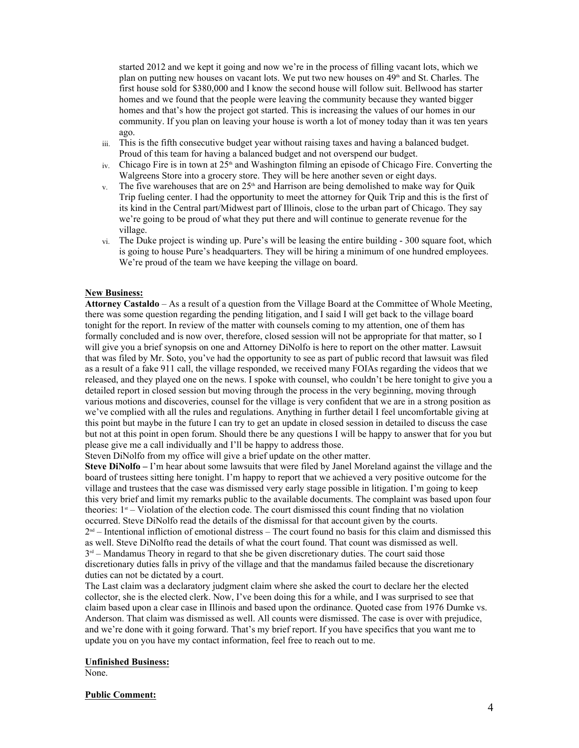started 2012 and we kept it going and now we're in the process of filling vacant lots, which we plan on putting new houses on vacant lots. We put two new houses on 49th and St. Charles. The first house sold for $380,000 and I know the second house will follow suit. Bellwood has starter homes and we found that the people were leaving the community because they wanted bigger homes and that's how the project got started. This is increasing the values of our homes in our community. If you plan on leaving your house is worth a lot of money today than it was ten years ago.

iii. This is the fifth consecutive budget year without raising taxes and having a balanced budget. Proud of this team for having a balanced budget and not overspend our budget.

iv. Chicago Fire is in town at 25th and Washington filming an episode of Chicago Fire. Converting the Walgreens Store into a grocery store. They will be here another seven or eight days.

v. The five warehouses that are on 25th and Harrison are being demolished to make way for Quik Trip fueling center. I had the opportunity to meet the attorney for Quik Trip and this is the first of its kind in the Central part/Midwest part of Illinois, close to the urban part of Chicago. They say we're going to be proud of what they put there and will continue to generate revenue for the village.

vi. The Duke project is winding up. Pure's will be leasing the entire building - 300 square foot, which is going to house Pure's headquarters. They will be hiring a minimum of one hundred employees. We're proud of the team we have keeping the village on board.

**New Business:**

**Attorney Castaldo** – As a result of a question from the Village Board at the Committee of Whole Meeting, there was some question regarding the pending litigation, and I said I will get back to the village board tonight for the report. In review of the matter with counsels coming to my attention, one of them has formally concluded and is now over, therefore, closed session will not be appropriate for that matter, so I will give you a brief synopsis on one and Attorney DiNolfo is here to report on the other matter. Lawsuit that was filed by Mr. Soto, you've had the opportunity to see as part of public record that lawsuit was filed as a result of a fake 911 call, the village responded, we received many FOIAs regarding the videos that we released, and they played one on the news. I spoke with counsel, who couldn't be here tonight to give you a detailed report in closed session but moving through the process in the very beginning, moving through various motions and discoveries, counsel for the village is very confident that we are in a strong position as we've complied with all the rules and regulations. Anything in further detail I feel uncomfortable giving at this point but maybe in the future I can try to get an update in closed session in detailed to discuss the case but not at this point in open forum. Should there be any questions I will be happy to answer that for you but please give me a call individually and I'll be happy to address those.

Steven DiNolfo from my office will give a brief update on the other matter.

**Steve DiNolfo –** I'm hear about some lawsuits that were filed by Janel Moreland against the village and the board of trustees sitting here tonight. I'm happy to report that we achieved a very positive outcome for the village and trustees that the case was dismissed very early stage possible in litigation. I'm going to keep this very brief and limit my remarks public to the available documents. The complaint was based upon four theories: 1st – Violation of the election code. The court dismissed this count finding that no violation occurred. Steve DiNolfo read the details of the dismissal for that account given by the courts.

2nd – Intentional infliction of emotional distress – The court found no basis for this claim and dismissed this as well. Steve DiNolfto read the details of what the court found. That count was dismissed as well.

3rd – Mandamus Theory in regard to that she be given discretionary duties. The court said those discretionary duties falls in privy of the village and that the mandamus failed because the discretionary duties can not be dictated by a court.

The Last claim was a declaratory judgment claim where she asked the court to declare her the elected collector, she is the elected clerk. Now, I've been doing this for a while, and I was surprised to see that claim based upon a clear case in Illinois and based upon the ordinance. Quoted case from 1976 Dumke vs. Anderson. That claim was dismissed as well. All counts were dismissed. The case is over with prejudice, and we're done with it going forward. That's my brief report. If you have specifics that you want me to update you on you have my contact information, feel free to reach out to me.

**Unfinished Business:**

None.

**Public Comment:**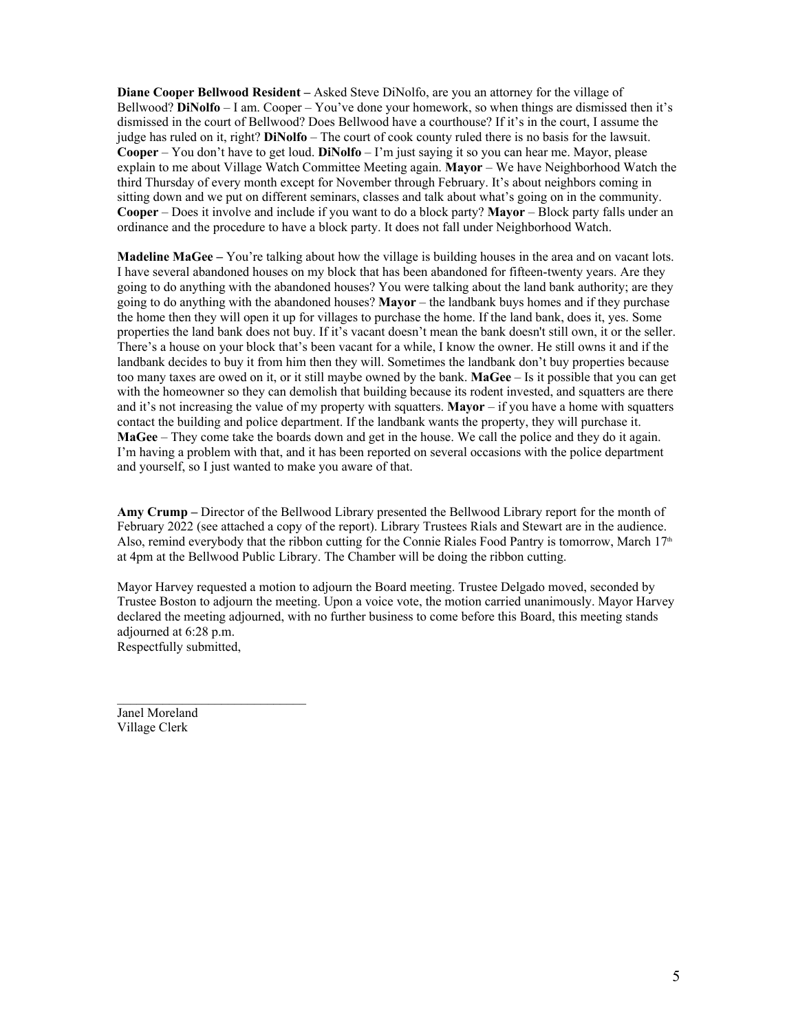**Diane Cooper Bellwood Resident –** Asked Steve DiNolfo, are you an attorney for the village of Bellwood? **DiNolfo** – I am. Cooper – You've done your homework, so when things are dismissed then it's dismissed in the court of Bellwood? Does Bellwood have a courthouse? If it's in the court, I assume the judge has ruled on it, right? **DiNolfo** – The court of cook county ruled there is no basis for the lawsuit. **Cooper** – You don't have to get loud. **DiNolfo** – I'm just saying it so you can hear me. Mayor, please explain to me about Village Watch Committee Meeting again. **Mayor** – We have Neighborhood Watch the third Thursday of every month except for November through February. It's about neighbors coming in sitting down and we put on different seminars, classes and talk about what's going on in the community. **Cooper** – Does it involve and include if you want to do a block party? **Mayor** – Block party falls under an ordinance and the procedure to have a block party. It does not fall under Neighborhood Watch.

**Madeline MaGee –** You're talking about how the village is building houses in the area and on vacant lots. I have several abandoned houses on my block that has been abandoned for fifteen-twenty years. Are they going to do anything with the abandoned houses? You were talking about the land bank authority; are they going to do anything with the abandoned houses? **Mayor** – the landbank buys homes and if they purchase the home then they will open it up for villages to purchase the home. If the land bank, does it, yes. Some properties the land bank does not buy. If it's vacant doesn't mean the bank doesn't still own, it or the seller. There's a house on your block that's been vacant for a while, I know the owner. He still owns it and if the landbank decides to buy it from him then they will. Sometimes the landbank don't buy properties because too many taxes are owed on it, or it still maybe owned by the bank. **MaGee** – Is it possible that you can get with the homeowner so they can demolish that building because its rodent invested, and squatters are there and it's not increasing the value of my property with squatters. **Mayor** – if you have a home with squatters contact the building and police department. If the landbank wants the property, they will purchase it. **MaGee** – They come take the boards down and get in the house. We call the police and they do it again. I'm having a problem with that, and it has been reported on several occasions with the police department and yourself, so I just wanted to make you aware of that.

**Amy Crump –** Director of the Bellwood Library presented the Bellwood Library report for the month of February 2022 (see attached a copy of the report). Library Trustees Rials and Stewart are in the audience. Also, remind everybody that the ribbon cutting for the Connie Riales Food Pantry is tomorrow, March 17th at 4pm at the Bellwood Public Library. The Chamber will be doing the ribbon cutting.

Mayor Harvey requested a motion to adjourn the Board meeting. Trustee Delgado moved, seconded by Trustee Boston to adjourn the meeting. Upon a voice vote, the motion carried unanimously. Mayor Harvey declared the meeting adjourned, with no further business to come before this Board, this meeting stands adjourned at 6:28 p.m.

Respectfully submitted,

\_\_\_\_\_\_\_\_\_\_\_\_\_\_\_\_\_\_\_\_\_\_\_\_\_\_\_\_\_\_

Janel Moreland
Village Clerk